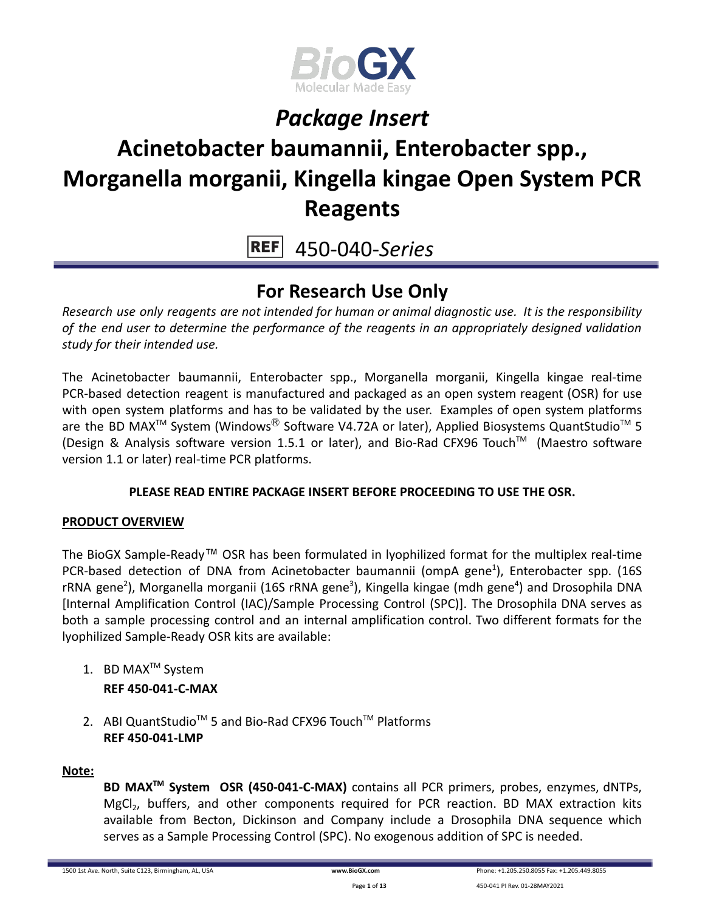BioGX
Molecular Made Easy

# *Package Insert*

# Acinetobacter baumannii, Enterobacter spp., Morganella morganii, Kingella kingae Open System PCR Reagents

REF 450-040-*Series*

## For Research Use Only

*Research use only reagents are not intended for human or animal diagnostic use. It is the responsibility of the end user to determine the performance of the reagents in an appropriately designed validation study for their intended use.*

The Acinetobacter baumannii, Enterobacter spp., Morganella morganii, Kingella kingae real-time PCR-based detection reagent is manufactured and packaged as an open system reagent (OSR) for use with open system platforms and has to be validated by the user. Examples of open system platforms are the BD MAX™ System (Windows® Software V4.72A or later), Applied Biosystems QuantStudio™ 5 (Design & Analysis software version 1.5.1 or later), and Bio-Rad CFX96 Touch™ (Maestro software version 1.1 or later) real-time PCR platforms.

**PLEASE READ ENTIRE PACKAGE INSERT BEFORE PROCEEDING TO USE THE OSR.**

**PRODUCT OVERVIEW**

The BioGX Sample-Ready™ OSR has been formulated in lyophilized format for the multiplex real-time PCR-based detection of DNA from Acinetobacter baumannii (ompA gene[1]), Enterobacter spp. (16S rRNA gene[2]), Morganella morganii (16S rRNA gene[3]), Kingella kingae (mdh gene[4]) and Drosophila DNA [Internal Amplification Control (IAC)/Sample Processing Control (SPC)]. The Drosophila DNA serves as both a sample processing control and an internal amplification control. Two different formats for the lyophilized Sample-Ready OSR kits are available:

1. BD MAX™ System
   **REF 450-041-C-MAX**

2. ABI QuantStudio™ 5 and Bio-Rad CFX96 Touch™ Platforms
   **REF 450-041-LMP**

**Note:**

**BD MAX™ System OSR (450-041-C-MAX)** contains all PCR primers, probes, enzymes, dNTPs, $MgCl_2$, buffers, and other components required for PCR reaction. BD MAX extraction kits available from Becton, Dickinson and Company include a Drosophila DNA sequence which serves as a Sample Processing Control (SPC). No exogenous addition of SPC is needed.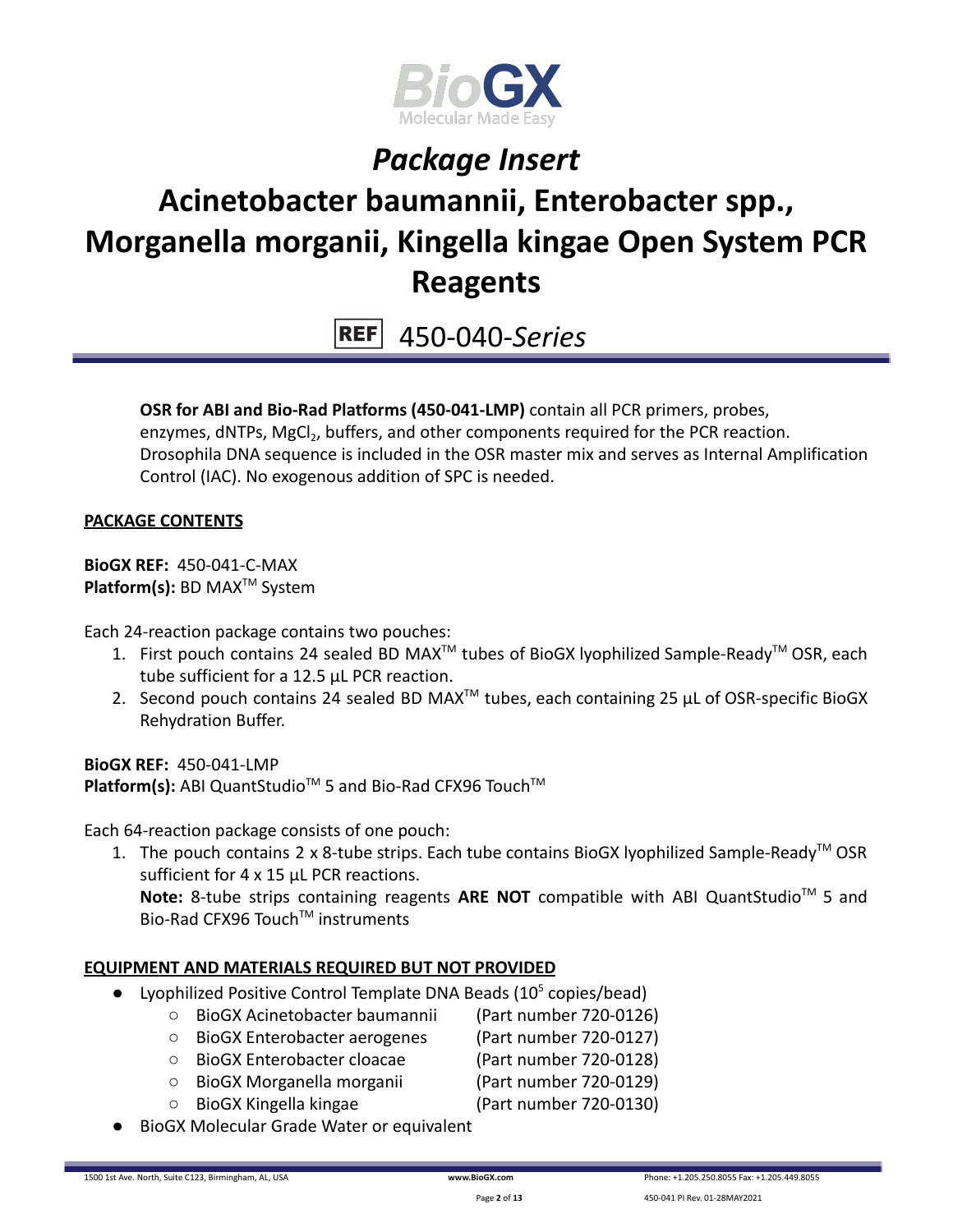# *Package Insert*

# Acinetobacter baumannii, Enterobacter spp., Morganella morganii, Kingella kingae Open System PCR Reagents

REF 450-040-*Series*

**OSR for ABI and Bio-Rad Platforms (450-041-LMP)** contain all PCR primers, probes, enzymes, dNTPs, $MgCl_2$, buffers, and other components required for the PCR reaction. Drosophila DNA sequence is included in the OSR master mix and serves as Internal Amplification Control (IAC). No exogenous addition of SPC is needed.

## PACKAGE CONTENTS

**BioGX REF:** 450-041-C-MAX
**Platform(s):** BD MAX™ System

Each 24-reaction package contains two pouches:

1. First pouch contains 24 sealed BD MAX™ tubes of BioGX lyophilized Sample-Ready™ OSR, each tube sufficient for a 12.5 µL PCR reaction.
2. Second pouch contains 24 sealed BD MAX™ tubes, each containing 25 µL of OSR-specific BioGX Rehydration Buffer.

**BioGX REF:** 450-041-LMP
**Platform(s):** ABI QuantStudio™ 5 and Bio-Rad CFX96 Touch™

Each 64-reaction package consists of one pouch:

1. The pouch contains 2 x 8-tube strips. Each tube contains BioGX lyophilized Sample-Ready™ OSR sufficient for 4 x 15 µL PCR reactions.
   **Note:** 8-tube strips containing reagents **ARE NOT** compatible with ABI QuantStudio™ 5 and Bio-Rad CFX96 Touch™ instruments

## EQUIPMENT AND MATERIALS REQUIRED BUT NOT PROVIDED

- Lyophilized Positive Control Template DNA Beads ($10^5$ copies/bead)
  - BioGX Acinetobacter baumannii (Part number 720-0126)
  - BioGX Enterobacter aerogenes (Part number 720-0127)
  - BioGX Enterobacter cloacae (Part number 720-0128)
  - BioGX Morganella morganii (Part number 720-0129)
  - BioGX Kingella kingae (Part number 720-0130)
- BioGX Molecular Grade Water or equivalent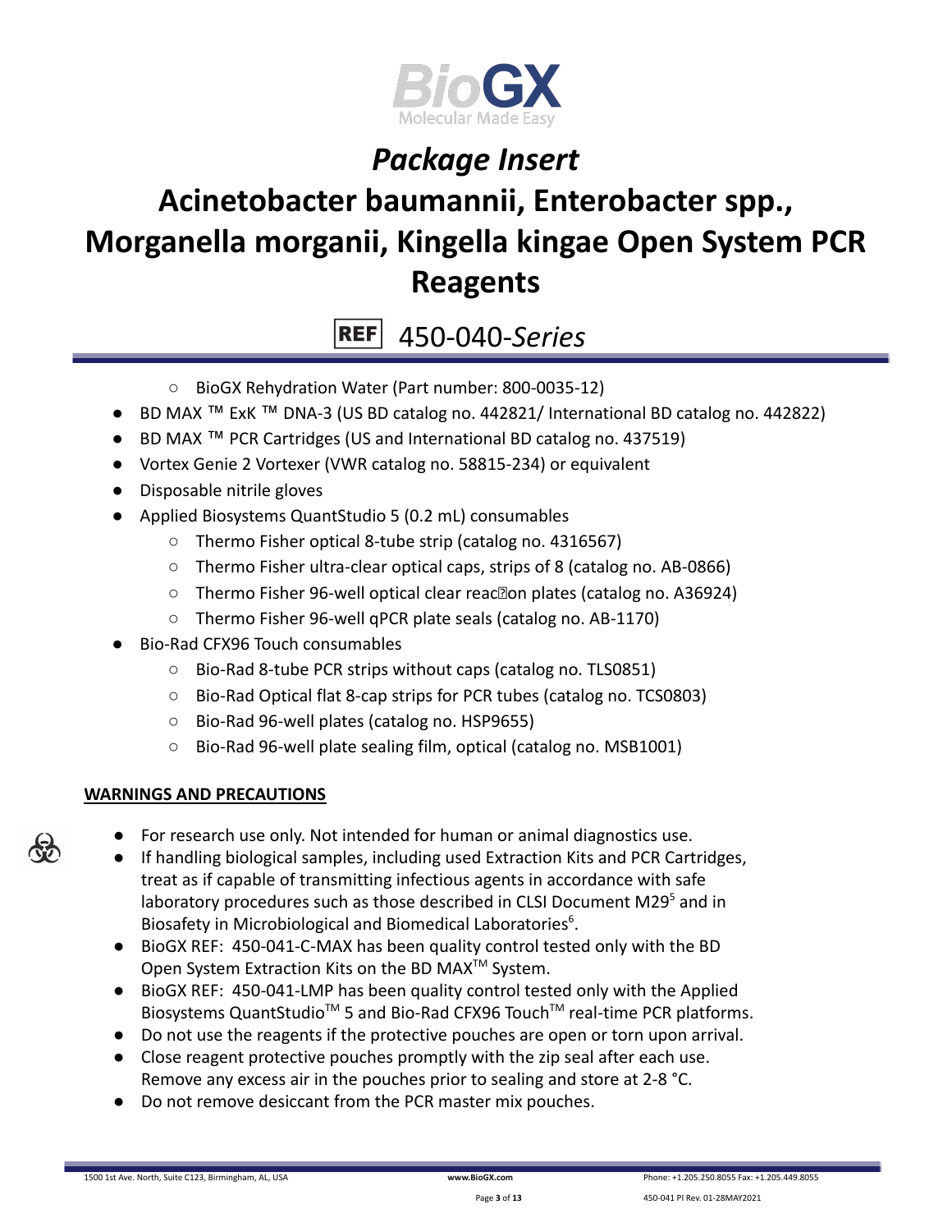- BioGX Rehydration Water (Part number: 800-0035-12)
- BD MAX ™ ExK ™ DNA-3 (US BD catalog no. 442821/ International BD catalog no. 442822)
- BD MAX ™ PCR Cartridges (US and International BD catalog no. 437519)
- Vortex Genie 2 Vortexer (VWR catalog no. 58815-234) or equivalent
- Disposable nitrile gloves
- Applied Biosystems QuantStudio 5 (0.2 mL) consumables
  - Thermo Fisher optical 8-tube strip (catalog no. 4316567)
  - Thermo Fisher ultra-clear optical caps, strips of 8 (catalog no. AB-0866)
  - Thermo Fisher 96-well optical clear reaction plates (catalog no. A36924)
  - Thermo Fisher 96-well qPCR plate seals (catalog no. AB-1170)
- Bio-Rad CFX96 Touch consumables
  - Bio-Rad 8-tube PCR strips without caps (catalog no. TLS0851)
  - Bio-Rad Optical flat 8-cap strips for PCR tubes (catalog no. TCS0803)
  - Bio-Rad 96-well plates (catalog no. HSP9655)
  - Bio-Rad 96-well plate sealing film, optical (catalog no. MSB1001)

**WARNINGS AND PRECAUTIONS**

- For research use only. Not intended for human or animal diagnostics use.
- If handling biological samples, including used Extraction Kits and PCR Cartridges, treat as if capable of transmitting infectious agents in accordance with safe laboratory procedures such as those described in CLSI Document M29[5] and in Biosafety in Microbiological and Biomedical Laboratories[6].
- BioGX REF: 450-041-C-MAX has been quality control tested only with the BD Open System Extraction Kits on the BD MAX™ System.
- BioGX REF: 450-041-LMP has been quality control tested only with the Applied Biosystems QuantStudio™ 5 and Bio-Rad CFX96 Touch™ real-time PCR platforms.
- Do not use the reagents if the protective pouches are open or torn upon arrival.
- Close reagent protective pouches promptly with the zip seal after each use. Remove any excess air in the pouches prior to sealing and store at 2-8 °C.
- Do not remove desiccant from the PCR master mix pouches.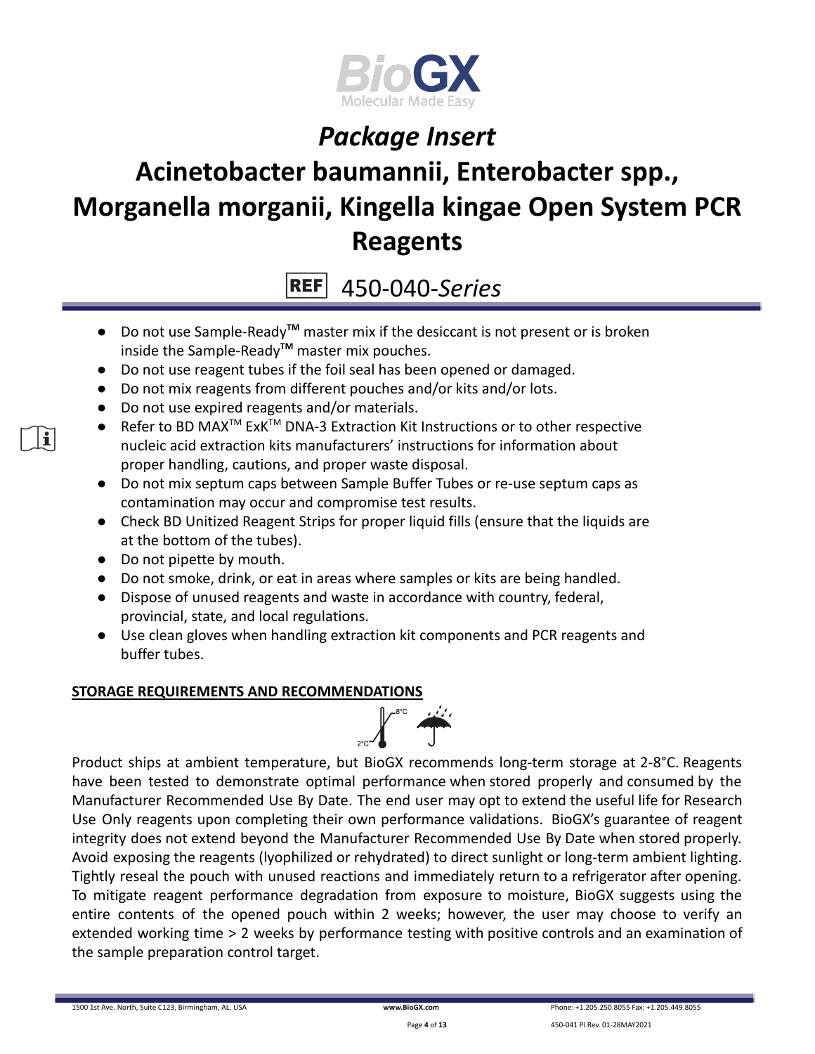- Do not use Sample-Ready™ master mix if the desiccant is not present or is broken inside the Sample-Ready™ master mix pouches.
- Do not use reagent tubes if the foil seal has been opened or damaged.
- Do not mix reagents from different pouches and/or kits and/or lots.
- Do not use expired reagents and/or materials.
- Refer to BD MAX™ ExK™ DNA-3 Extraction Kit Instructions or to other respective nucleic acid extraction kits manufacturers' instructions for information about proper handling, cautions, and proper waste disposal.
- Do not mix septum caps between Sample Buffer Tubes or re-use septum caps as contamination may occur and compromise test results.
- Check BD Unitized Reagent Strips for proper liquid fills (ensure that the liquids are at the bottom of the tubes).
- Do not pipette by mouth.
- Do not smoke, drink, or eat in areas where samples or kits are being handled.
- Dispose of unused reagents and waste in accordance with country, federal, provincial, state, and local regulations.
- Use clean gloves when handling extraction kit components and PCR reagents and buffer tubes.

## STORAGE REQUIREMENTS AND RECOMMENDATIONS

Product ships at ambient temperature, but BioGX recommends long-term storage at 2-8°C. Reagents have been tested to demonstrate optimal performance when stored properly and consumed by the Manufacturer Recommended Use By Date. The end user may opt to extend the useful life for Research Use Only reagents upon completing their own performance validations. BioGX's guarantee of reagent integrity does not extend beyond the Manufacturer Recommended Use By Date when stored properly. Avoid exposing the reagents (lyophilized or rehydrated) to direct sunlight or long-term ambient lighting. Tightly reseal the pouch with unused reactions and immediately return to a refrigerator after opening. To mitigate reagent performance degradation from exposure to moisture, BioGX suggests using the entire contents of the opened pouch within 2 weeks; however, the user may choose to verify an extended working time > 2 weeks by performance testing with positive controls and an examination of the sample preparation control target.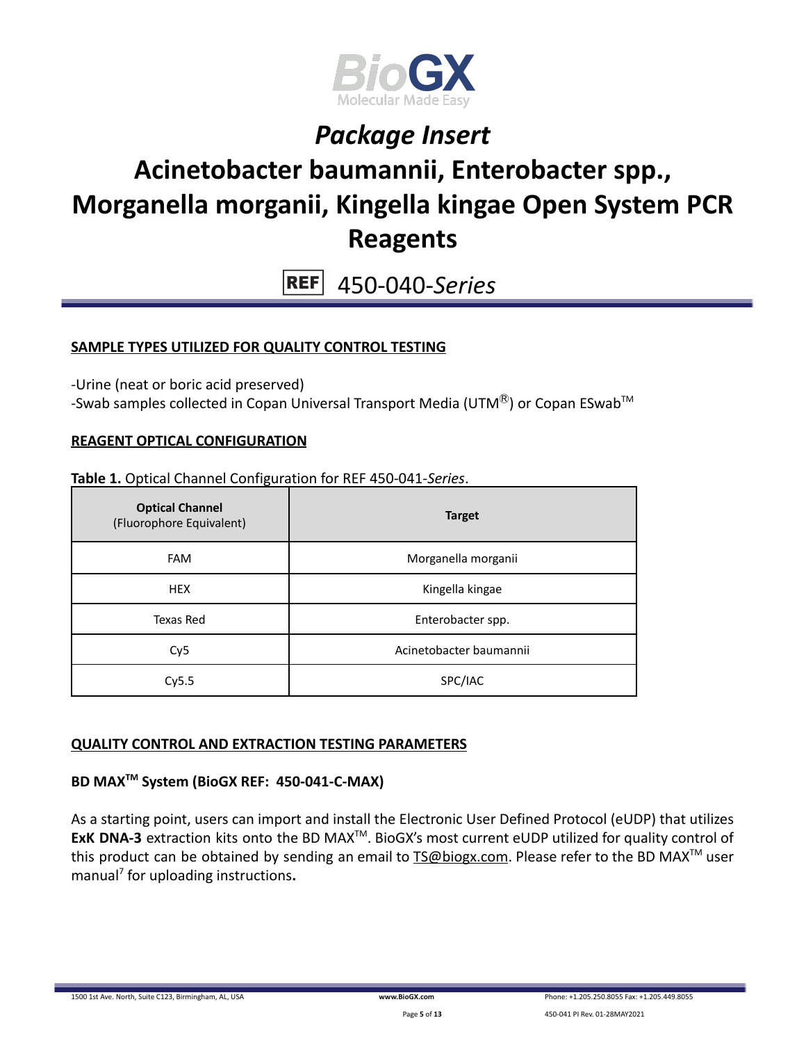## SAMPLE TYPES UTILIZED FOR QUALITY CONTROL TESTING

-Urine (neat or boric acid preserved)
-Swab samples collected in Copan Universal Transport Media (UTM®) or Copan ESwab™

## REAGENT OPTICAL CONFIGURATION

**Table 1.** Optical Channel Configuration for REF 450-041-*Series*.

| **Optical Channel** (Fluorophore Equivalent) | **Target** |
|---|---|
| FAM | Morganella morganii |
| HEX | Kingella kingae |
| Texas Red | Enterobacter spp. |
| Cy5 | Acinetobacter baumannii |
| Cy5.5 | SPC/IAC |

## QUALITY CONTROL AND EXTRACTION TESTING PARAMETERS

### BD MAX™ System (BioGX REF: 450-041-C-MAX)

As a starting point, users can import and install the Electronic User Defined Protocol (eUDP) that utilizes **ExK DNA-3** extraction kits onto the BD MAX™. BioGX's most current eUDP utilized for quality control of this product can be obtained by sending an email to TS@biogx.com. Please refer to the BD MAX™ user manual[7] for uploading instructions**.**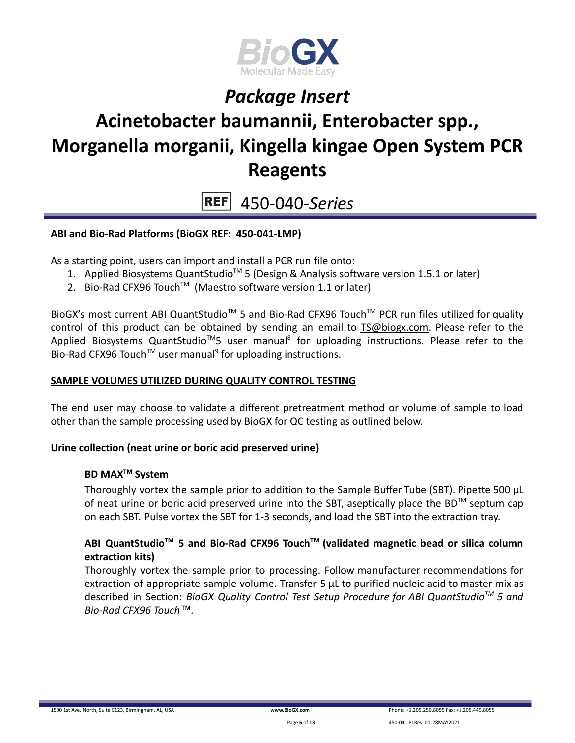# Package Insert

# Acinetobacter baumannii, Enterobacter spp., Morganella morganii, Kingella kingae Open System PCR Reagents

REF 450-040-*Series*

**ABI and Bio-Rad Platforms (BioGX REF: 450-041-LMP)**

As a starting point, users can import and install a PCR run file onto:

1. Applied Biosystems QuantStudio™ 5 (Design & Analysis software version 1.5.1 or later)
2. Bio-Rad CFX96 Touch™ (Maestro software version 1.1 or later)

BioGX's most current ABI QuantStudio™ 5 and Bio-Rad CFX96 Touch™ PCR run files utilized for quality control of this product can be obtained by sending an email to TS@biogx.com. Please refer to the Applied Biosystems QuantStudio™5 user manual[8] for uploading instructions. Please refer to the Bio-Rad CFX96 Touch™ user manual[9] for uploading instructions.

## SAMPLE VOLUMES UTILIZED DURING QUALITY CONTROL TESTING

The end user may choose to validate a different pretreatment method or volume of sample to load other than the sample processing used by BioGX for QC testing as outlined below.

### Urine collection (neat urine or boric acid preserved urine)

#### BD MAX™ System

Thoroughly vortex the sample prior to addition to the Sample Buffer Tube (SBT). Pipette 500 µL of neat urine or boric acid preserved urine into the SBT, aseptically place the BD™ septum cap on each SBT. Pulse vortex the SBT for 1-3 seconds, and load the SBT into the extraction tray.

#### ABI QuantStudio™ 5 and Bio-Rad CFX96 Touch™ (validated magnetic bead or silica column extraction kits)

Thoroughly vortex the sample prior to processing. Follow manufacturer recommendations for extraction of appropriate sample volume. Transfer 5 µL to purified nucleic acid to master mix as described in Section: *BioGX Quality Control Test Setup Procedure for ABI QuantStudio™ 5 and Bio-Rad CFX96 Touch™.*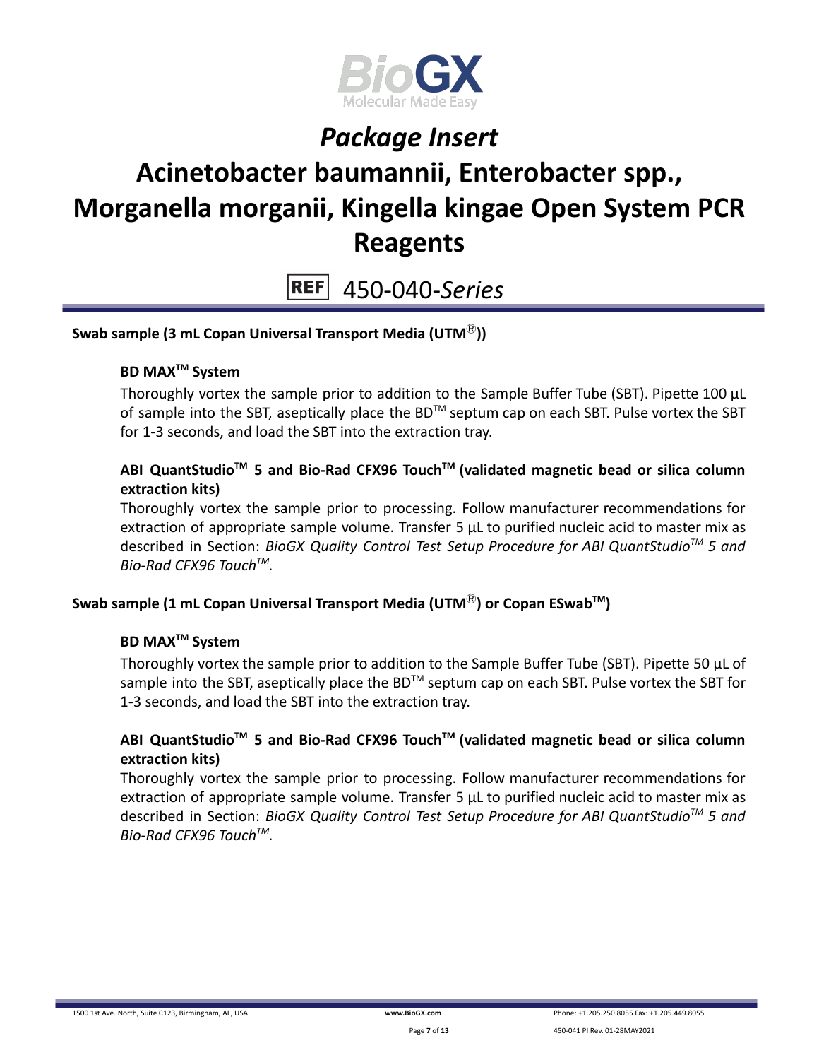Swab sample (3 mL Copan Universal Transport Media (UTM®))

**BD MAX™ System**

Thoroughly vortex the sample prior to addition to the Sample Buffer Tube (SBT). Pipette 100 µL of sample into the SBT, aseptically place the BD™ septum cap on each SBT. Pulse vortex the SBT for 1-3 seconds, and load the SBT into the extraction tray.

**ABI QuantStudio™ 5 and Bio-Rad CFX96 Touch™ (validated magnetic bead or silica column extraction kits)**

Thoroughly vortex the sample prior to processing. Follow manufacturer recommendations for extraction of appropriate sample volume. Transfer 5 µL to purified nucleic acid to master mix as described in Section: *BioGX Quality Control Test Setup Procedure for ABI QuantStudio™ 5 and Bio-Rad CFX96 Touch™.*

**Swab sample (1 mL Copan Universal Transport Media (UTM®) or Copan ESwab™)**

**BD MAX™ System**

Thoroughly vortex the sample prior to addition to the Sample Buffer Tube (SBT). Pipette 50 µL of sample into the SBT, aseptically place the BD™ septum cap on each SBT. Pulse vortex the SBT for 1-3 seconds, and load the SBT into the extraction tray.

**ABI QuantStudio™ 5 and Bio-Rad CFX96 Touch™ (validated magnetic bead or silica column extraction kits)**

Thoroughly vortex the sample prior to processing. Follow manufacturer recommendations for extraction of appropriate sample volume. Transfer 5 µL to purified nucleic acid to master mix as described in Section: *BioGX Quality Control Test Setup Procedure for ABI QuantStudio™ 5 and Bio-Rad CFX96 Touch™.*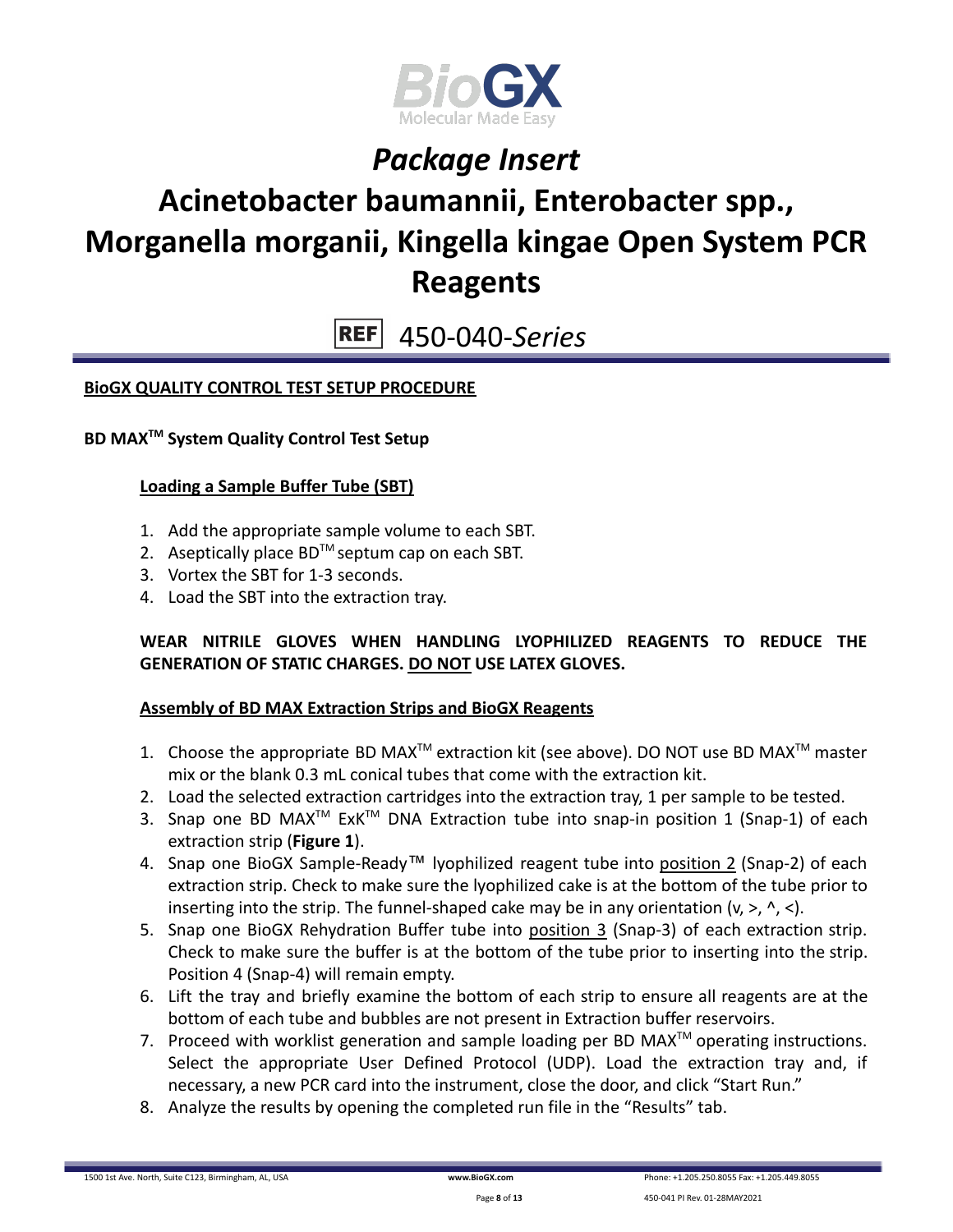**BioGX QUALITY CONTROL TEST SETUP PROCEDURE**

**BD MAX™ System Quality Control Test Setup**

**Loading a Sample Buffer Tube (SBT)**

1. Add the appropriate sample volume to each SBT.
2. Aseptically place BD™ septum cap on each SBT.
3. Vortex the SBT for 1-3 seconds.
4. Load the SBT into the extraction tray.

**WEAR NITRILE GLOVES WHEN HANDLING LYOPHILIZED REAGENTS TO REDUCE THE GENERATION OF STATIC CHARGES. DO NOT USE LATEX GLOVES.**

**Assembly of BD MAX Extraction Strips and BioGX Reagents**

1. Choose the appropriate BD MAX™ extraction kit (see above). DO NOT use BD MAX™ master mix or the blank 0.3 mL conical tubes that come with the extraction kit.
2. Load the selected extraction cartridges into the extraction tray, 1 per sample to be tested.
3. Snap one BD MAX™ ExK™ DNA Extraction tube into snap-in position 1 (Snap-1) of each extraction strip (**Figure 1**).
4. Snap one BioGX Sample-Ready™ lyophilized reagent tube into position 2 (Snap-2) of each extraction strip. Check to make sure the lyophilized cake is at the bottom of the tube prior to inserting into the strip. The funnel-shaped cake may be in any orientation (v, >, ^, <).
5. Snap one BioGX Rehydration Buffer tube into position 3 (Snap-3) of each extraction strip. Check to make sure the buffer is at the bottom of the tube prior to inserting into the strip. Position 4 (Snap-4) will remain empty.
6. Lift the tray and briefly examine the bottom of each strip to ensure all reagents are at the bottom of each tube and bubbles are not present in Extraction buffer reservoirs.
7. Proceed with worklist generation and sample loading per BD MAX™ operating instructions. Select the appropriate User Defined Protocol (UDP). Load the extraction tray and, if necessary, a new PCR card into the instrument, close the door, and click "Start Run."
8. Analyze the results by opening the completed run file in the "Results" tab.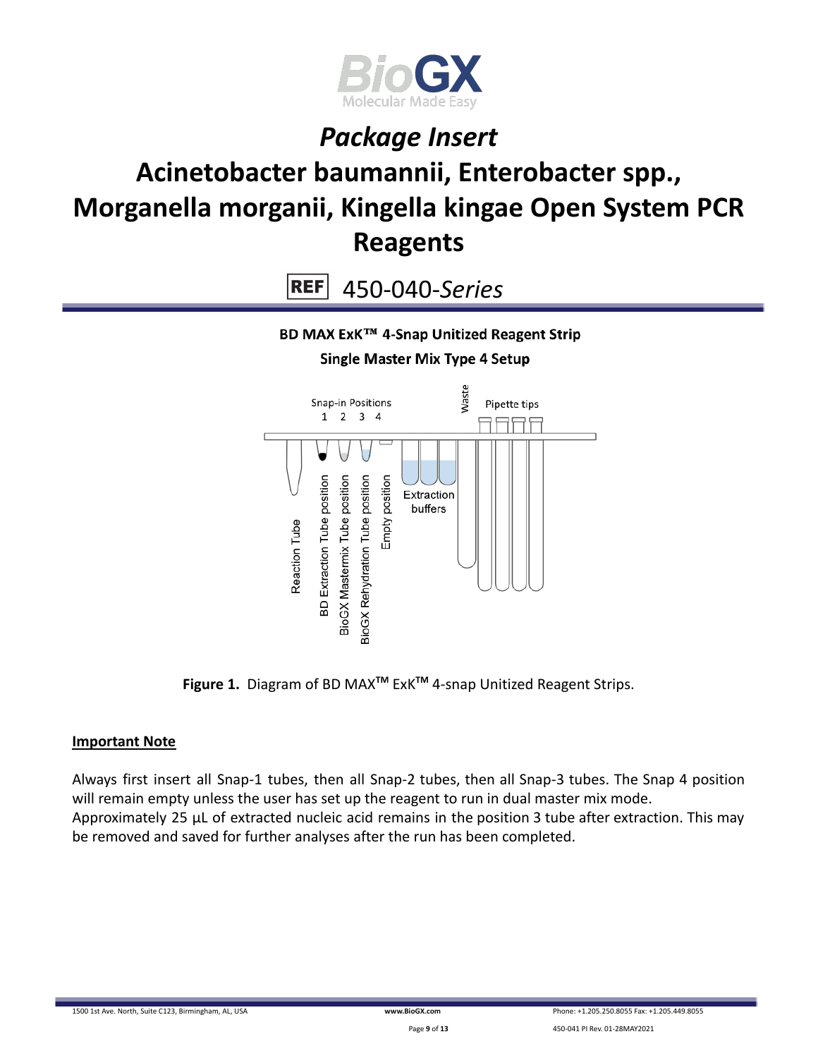*Package Insert*

# Acinetobacter baumannii, Enterobacter spp., Morganella morganii, Kingella kingae Open System PCR Reagents

REF 450-040-*Series*

**BD MAX ExK™ 4-Snap Unitized Reagent Strip**

**Single Master Mix Type 4 Setup**

Snap-in Positions 1 2 3 4

Waste

Pipette tips

Reaction Tube

BD Extraction Tube position

BioGX Mastermix Tube position

BioGX Rehydration Tube position

Empty position

Extraction buffers

**Figure 1.** Diagram of BD MAX™ ExK™ 4-snap Unitized Reagent Strips.

**Important Note**

Always first insert all Snap-1 tubes, then all Snap-2 tubes, then all Snap-3 tubes. The Snap 4 position will remain empty unless the user has set up the reagent to run in dual master mix mode.
Approximately 25 µL of extracted nucleic acid remains in the position 3 tube after extraction. This may be removed and saved for further analyses after the run has been completed.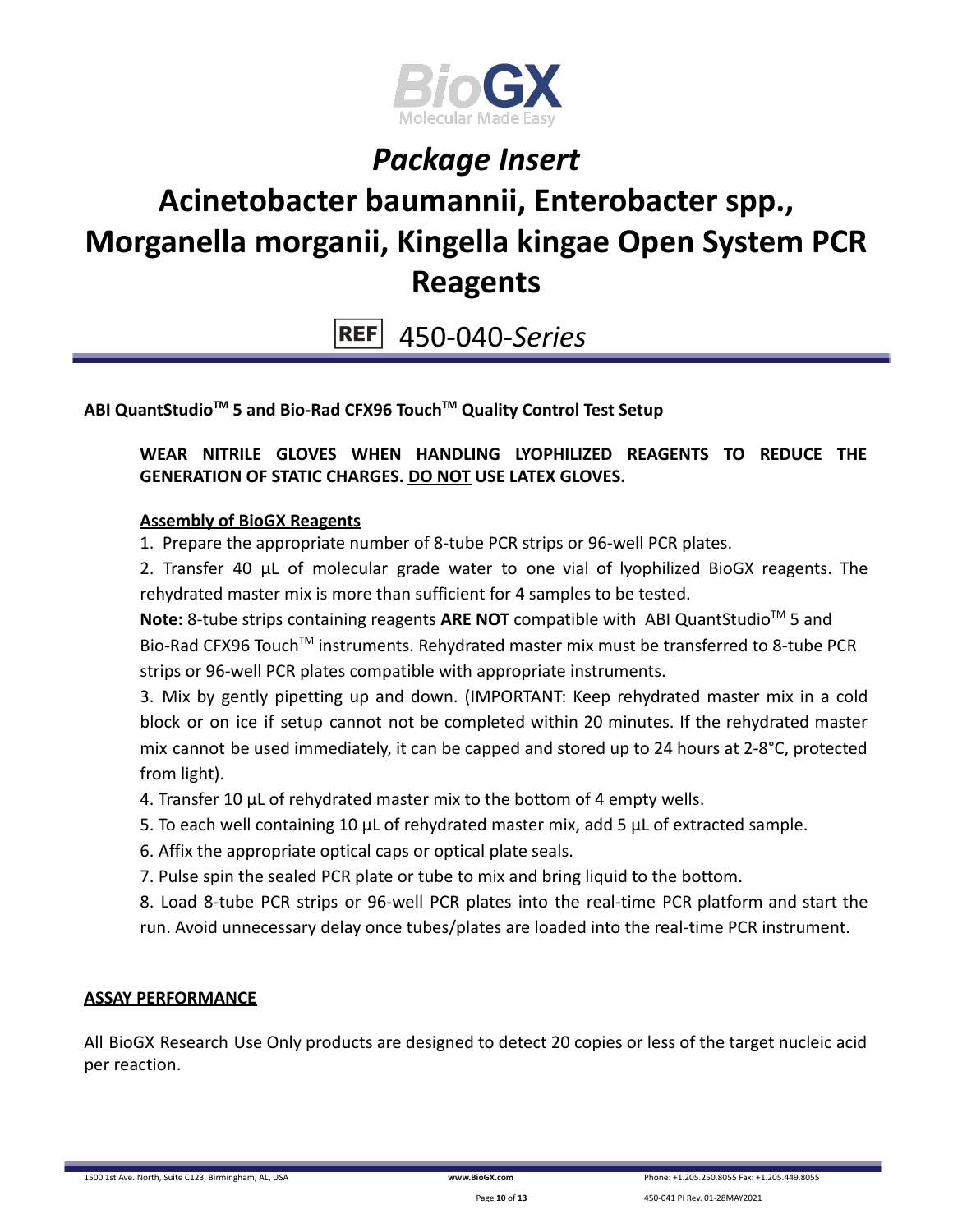# Package Insert

# Acinetobacter baumannii, Enterobacter spp., Morganella morganii, Kingella kingae Open System PCR Reagents

**REF** 450-040-*Series*

**ABI QuantStudio™ 5 and Bio-Rad CFX96 Touch™ Quality Control Test Setup**

**WEAR NITRILE GLOVES WHEN HANDLING LYOPHILIZED REAGENTS TO REDUCE THE GENERATION OF STATIC CHARGES. DO NOT USE LATEX GLOVES.**

**Assembly of BioGX Reagents**

1. Prepare the appropriate number of 8-tube PCR strips or 96-well PCR plates.
2. Transfer 40 µL of molecular grade water to one vial of lyophilized BioGX reagents. The rehydrated master mix is more than sufficient for 4 samples to be tested.

**Note:** 8-tube strips containing reagents **ARE NOT** compatible with ABI QuantStudio™ 5 and Bio-Rad CFX96 Touch™ instruments. Rehydrated master mix must be transferred to 8-tube PCR strips or 96-well PCR plates compatible with appropriate instruments.

3. Mix by gently pipetting up and down. (IMPORTANT: Keep rehydrated master mix in a cold block or on ice if setup cannot not be completed within 20 minutes. If the rehydrated master mix cannot be used immediately, it can be capped and stored up to 24 hours at 2-8°C, protected from light).
4. Transfer 10 µL of rehydrated master mix to the bottom of 4 empty wells.
5. To each well containing 10 µL of rehydrated master mix, add 5 µL of extracted sample.
6. Affix the appropriate optical caps or optical plate seals.
7. Pulse spin the sealed PCR plate or tube to mix and bring liquid to the bottom.
8. Load 8-tube PCR strips or 96-well PCR plates into the real-time PCR platform and start the run. Avoid unnecessary delay once tubes/plates are loaded into the real-time PCR instrument.

**ASSAY PERFORMANCE**

All BioGX Research Use Only products are designed to detect 20 copies or less of the target nucleic acid per reaction.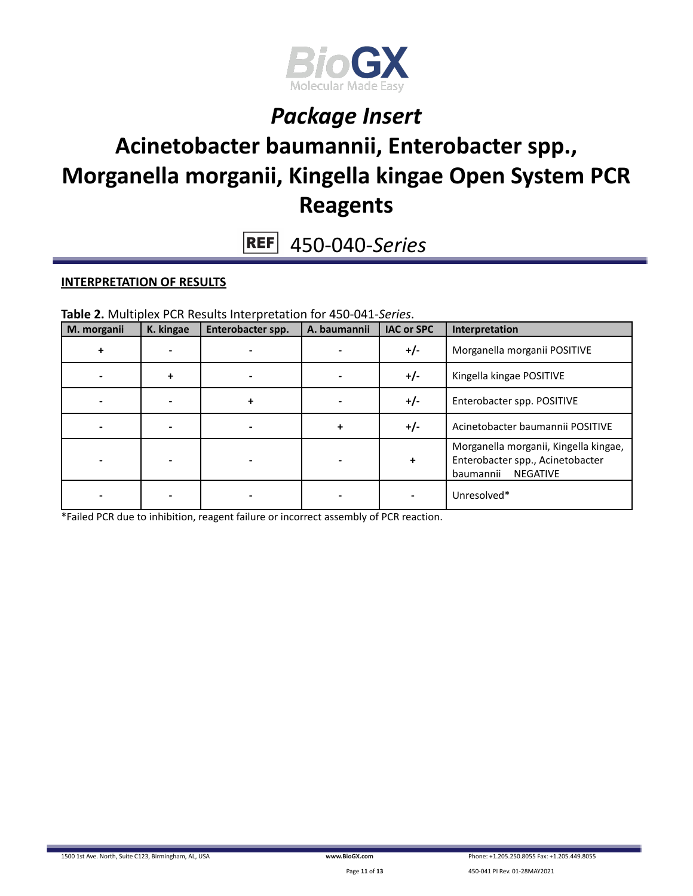# Package Insert

# Acinetobacter baumannii, Enterobacter spp., Morganella morganii, Kingella kingae Open System PCR Reagents

REF 450-040-*Series*

**INTERPRETATION OF RESULTS**

**Table 2.** Multiplex PCR Results Interpretation for 450-041-*Series*.

| M. morganii | K. kingae | Enterobacter spp. | A. baumannii | IAC or SPC | Interpretation |
|---|---|---|---|---|---|
| + | - | - | - | +/- | Morganella morganii POSITIVE |
| - | + | - | - | +/- | Kingella kingae POSITIVE |
| - | - | + | - | +/- | Enterobacter spp. POSITIVE |
| - | - | - | + | +/- | Acinetobacter baumannii POSITIVE |
| - | - | - | - | + | Morganella morganii, Kingella kingae, Enterobacter spp., Acinetobacter baumannii NEGATIVE |
| - | - | - | - | - | Unresolved* |

*Failed PCR due to inhibition, reagent failure or incorrect assembly of PCR reaction.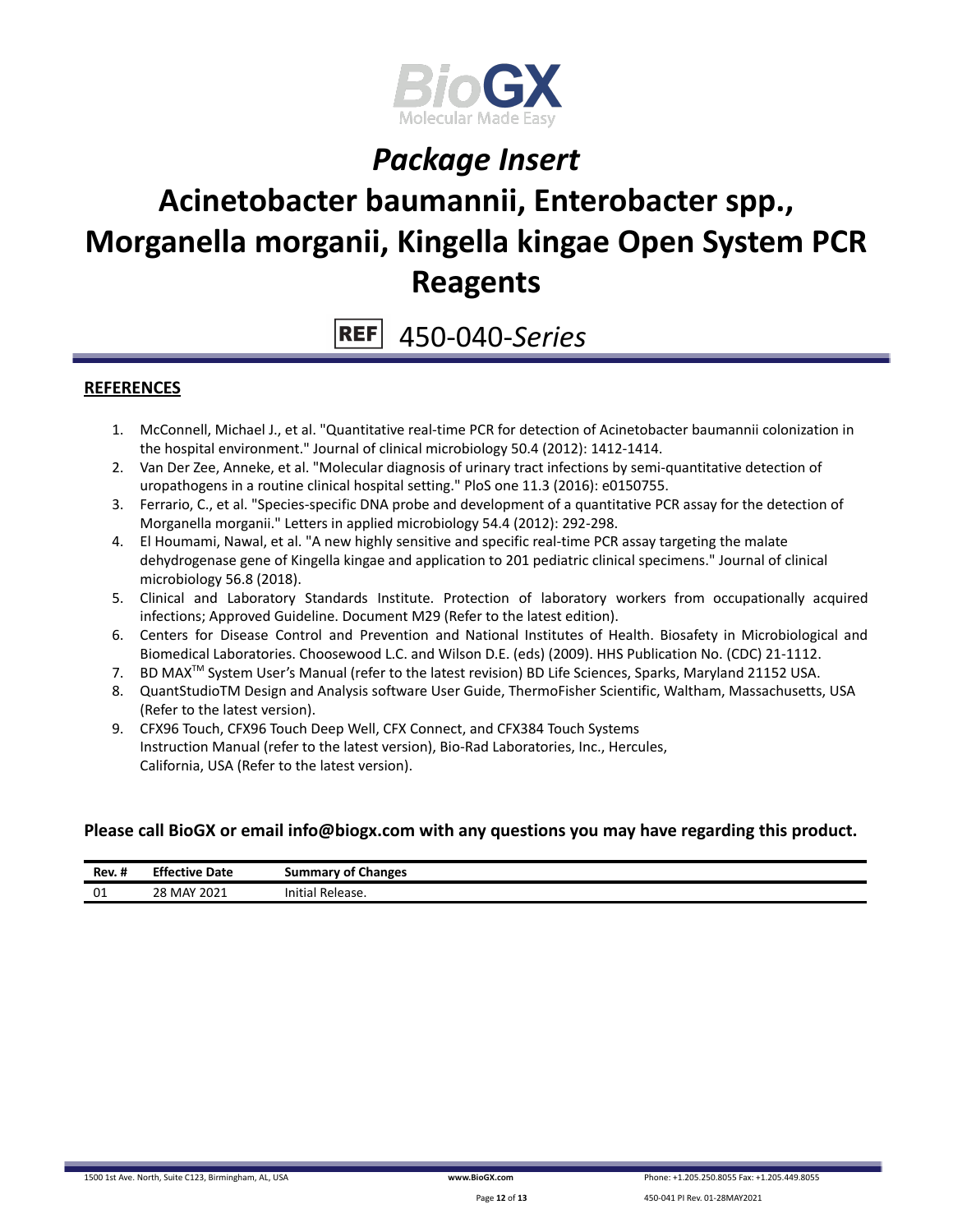# Package Insert

# Acinetobacter baumannii, Enterobacter spp., Morganella morganii, Kingella kingae Open System PCR Reagents

REF 450-040-*Series*

## REFERENCES

1. McConnell, Michael J., et al. "Quantitative real-time PCR for detection of Acinetobacter baumannii colonization in the hospital environment." Journal of clinical microbiology 50.4 (2012): 1412-1414.
2. Van Der Zee, Anneke, et al. "Molecular diagnosis of urinary tract infections by semi-quantitative detection of uropathogens in a routine clinical hospital setting." PloS one 11.3 (2016): e0150755.
3. Ferrario, C., et al. "Species-specific DNA probe and development of a quantitative PCR assay for the detection of Morganella morganii." Letters in applied microbiology 54.4 (2012): 292-298.
4. El Houmami, Nawal, et al. "A new highly sensitive and specific real-time PCR assay targeting the malate dehydrogenase gene of Kingella kingae and application to 201 pediatric clinical specimens." Journal of clinical microbiology 56.8 (2018).
5. Clinical and Laboratory Standards Institute. Protection of laboratory workers from occupationally acquired infections; Approved Guideline. Document M29 (Refer to the latest edition).
6. Centers for Disease Control and Prevention and National Institutes of Health. Biosafety in Microbiological and Biomedical Laboratories. Choosewood L.C. and Wilson D.E. (eds) (2009). HHS Publication No. (CDC) 21-1112.
7. BD MAX™ System User's Manual (refer to the latest revision) BD Life Sciences, Sparks, Maryland 21152 USA.
8. QuantStudioTM Design and Analysis software User Guide, ThermoFisher Scientific, Waltham, Massachusetts, USA (Refer to the latest version).
9. CFX96 Touch, CFX96 Touch Deep Well, CFX Connect, and CFX384 Touch Systems Instruction Manual (refer to the latest version), Bio-Rad Laboratories, Inc., Hercules, California, USA (Refer to the latest version).

**Please call BioGX or email info@biogx.com with any questions you may have regarding this product.**

| Rev. # | Effective Date | Summary of Changes |
|---|---|---|
| 01 | 28 MAY 2021 | Initial Release. |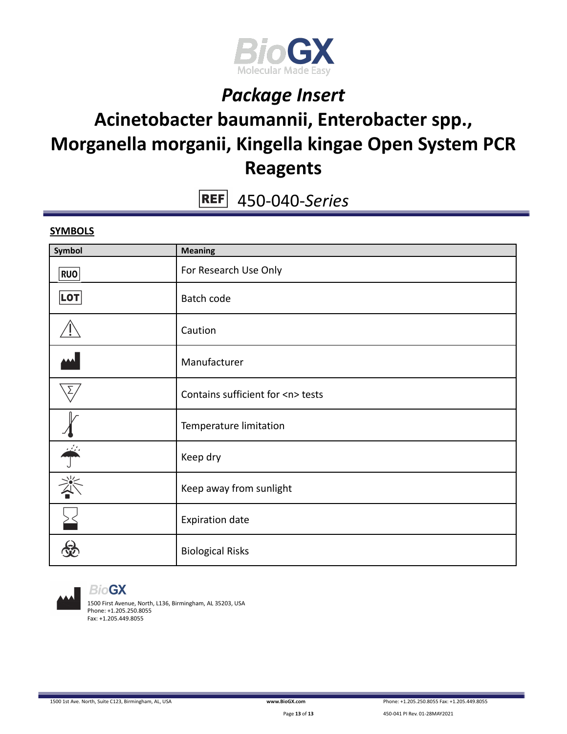# *Package Insert*

# Acinetobacter baumannii, Enterobacter spp., Morganella morganii, Kingella kingae Open System PCR Reagents

REF 450-040-*Series*

## SYMBOLS

| Symbol | Meaning |
|---|---|
| RUO | For Research Use Only |
| LOT | Batch code |
| | Caution |
| | Manufacturer |
| | Contains sufficient for <n> tests |
| | Temperature limitation |
| | Keep dry |
| | Keep away from sunlight |
| | Expiration date |
| | Biological Risks |

**BioGX**
1500 First Avenue, North, L136, Birmingham, AL 35203, USA
Phone: +1.205.250.8055
Fax: +1.205.449.8055